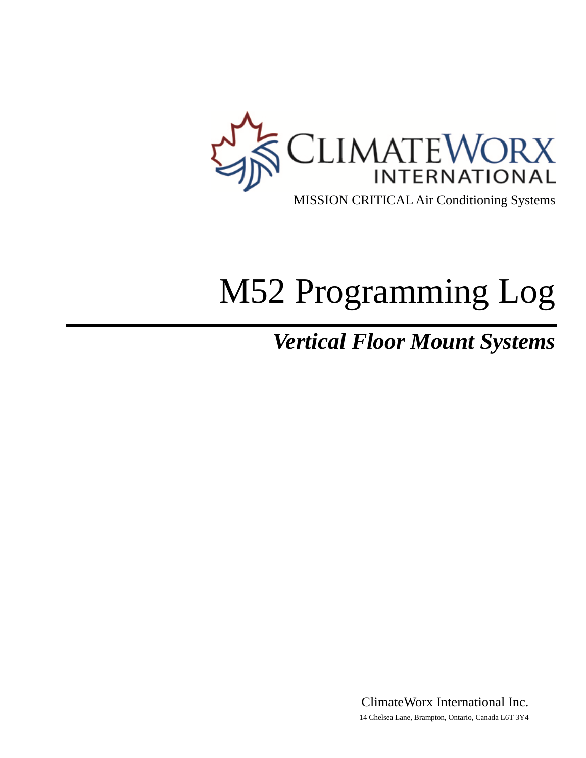CLIMATEWORX INTERNATIONAL

MISSION CRITICAL Air Conditioning Systems

# M52 Programming Log

## *Vertical Floor Mount Systems*

ClimateWorx International Inc.

14 Chelsea Lane, Brampton, Ontario, Canada L6T 3Y4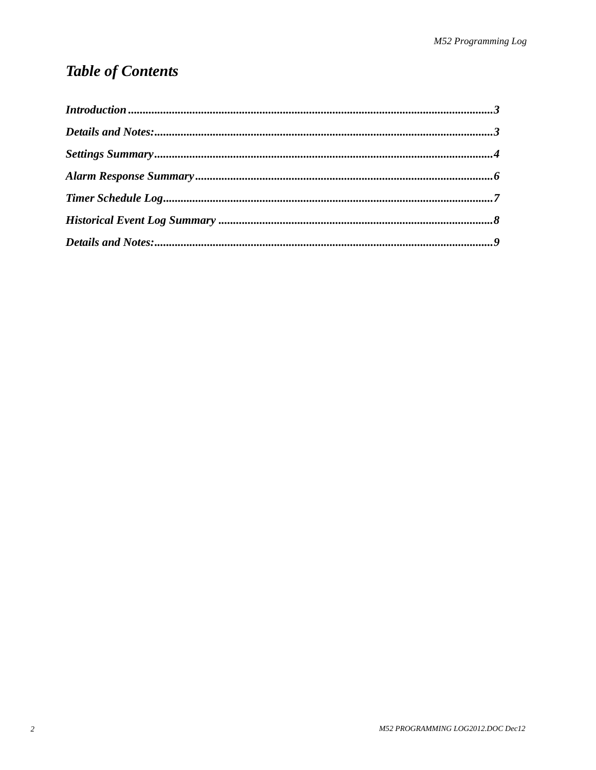# *Table of Contents*

***Introduction*** ........................................................................................................................**3**

***Details and Notes:***...................................................................................................................**3**

***Settings Summary***...................................................................................................................**4**

***Alarm Response Summary***.....................................................................................................**6**

***Timer Schedule Log***................................................................................................................**7**

***Historical Event Log Summary*** .............................................................................................**8**

***Details and Notes:***...................................................................................................................**9**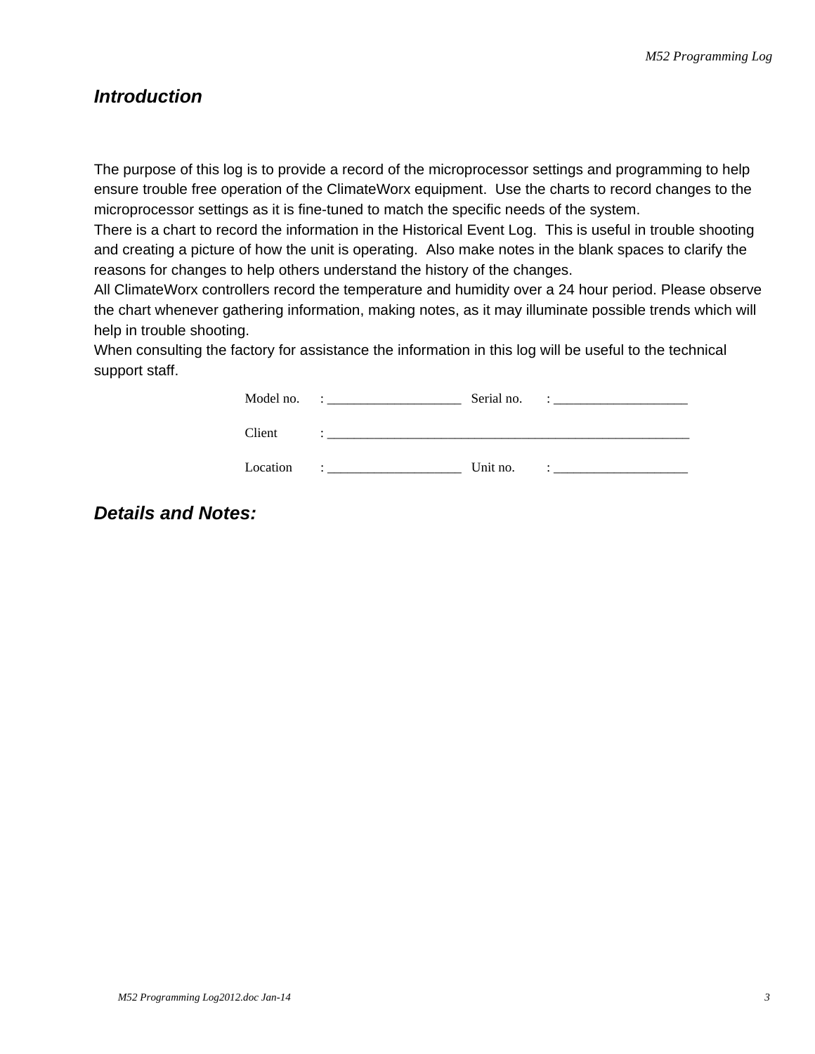## *Introduction*

The purpose of this log is to provide a record of the microprocessor settings and programming to help ensure trouble free operation of the ClimateWorx equipment.  Use the charts to record changes to the microprocessor settings as it is fine-tuned to match the specific needs of the system.
There is a chart to record the information in the Historical Event Log.  This is useful in trouble shooting and creating a picture of how the unit is operating.  Also make notes in the blank spaces to clarify the reasons for changes to help others understand the history of the changes.
All ClimateWorx controllers record the temperature and humidity over a 24 hour period. Please observe the chart whenever gathering information, making notes, as it may illuminate possible trends which will help in trouble shooting.
When consulting the factory for assistance the information in this log will be useful to the technical support staff.

Model no. : ____________________ Serial no. : ____________________

Client : ______________________________________________________

Location : ____________________ Unit no. : ____________________

## *Details and Notes:*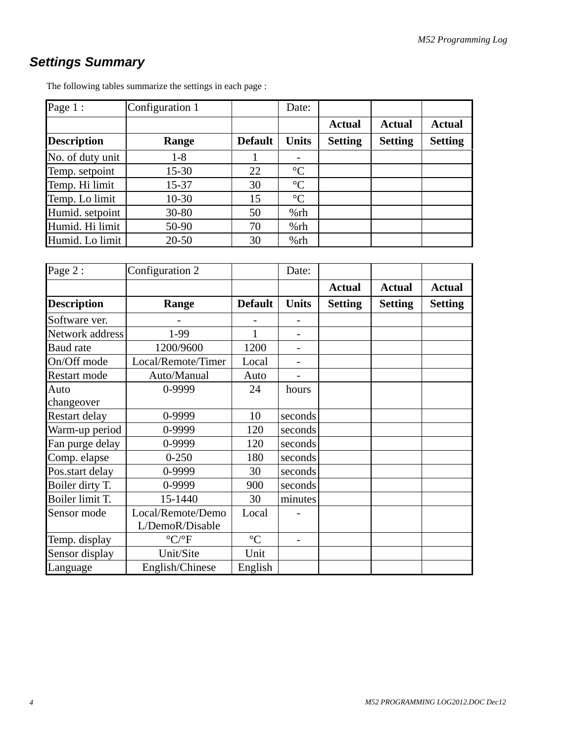## Settings Summary

The following tables summarize the settings in each page :

| Page 1 : | Configuration 1 | | Date: | | | |
|---|---|---|---|---|---|---|
| | | | | **Actual** | **Actual** | **Actual** |
| **Description** | **Range** | **Default** | **Units** | **Setting** | **Setting** | **Setting** |
| No. of duty unit | 1-8 | 1 | - | | | |
| Temp. setpoint | 15-30 | 22 | °C | | | |
| Temp. Hi limit | 15-37 | 30 | °C | | | |
| Temp. Lo limit | 10-30 | 15 | °C | | | |
| Humid. setpoint | 30-80 | 50 | %rh | | | |
| Humid. Hi limit | 50-90 | 70 | %rh | | | |
| Humid. Lo limit | 20-50 | 30 | %rh | | | |

| Page 2 : | Configuration 2 | | Date: | | | |
|---|---|---|---|---|---|---|
| | | | | **Actual** | **Actual** | **Actual** |
| **Description** | **Range** | **Default** | **Units** | **Setting** | **Setting** | **Setting** |
| Software ver. | - | - | - | | | |
| Network address | 1-99 | 1 | - | | | |
| Baud rate | 1200/9600 | 1200 | - | | | |
| On/Off mode | Local/Remote/Timer | Local | - | | | |
| Restart mode | Auto/Manual | Auto | - | | | |
| Auto changeover | 0-9999 | 24 | hours | | | |
| Restart delay | 0-9999 | 10 | seconds | | | |
| Warm-up period | 0-9999 | 120 | seconds | | | |
| Fan purge delay | 0-9999 | 120 | seconds | | | |
| Comp. elapse | 0-250 | 180 | seconds | | | |
| Pos.start delay | 0-9999 | 30 | seconds | | | |
| Boiler dirty T. | 0-9999 | 900 | seconds | | | |
| Boiler limit T. | 15-1440 | 30 | minutes | | | |
| Sensor mode | Local/Remote/Demo L/DemoR/Disable | Local | - | | | |
| Temp. display | °C/°F | °C | - | | | |
| Sensor display | Unit/Site | Unit | | | | |
| Language | English/Chinese | English | | | | |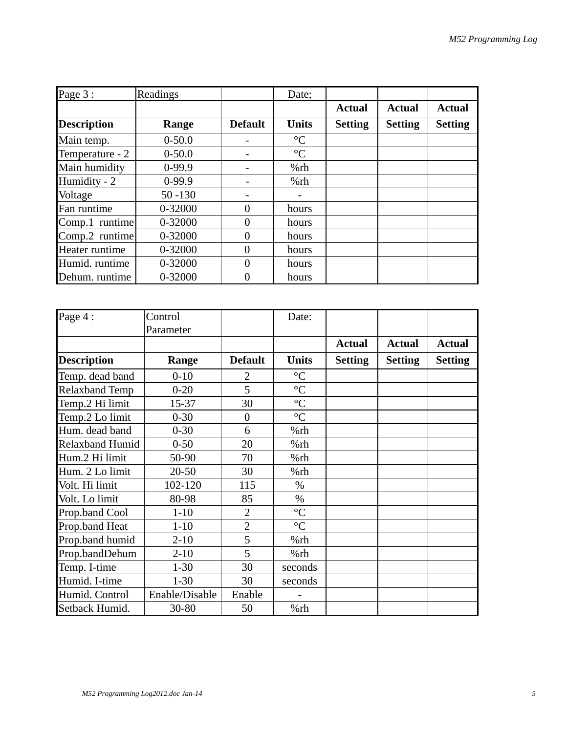| Page 3 : | Readings | | Date; | | | |
|---|---|---|---|---|---|---|
| | | | | **Actual** | **Actual** | **Actual** |
| **Description** | **Range** | **Default** | **Units** | **Setting** | **Setting** | **Setting** |
| Main temp. | 0-50.0 | - | °C | | | |
| Temperature - 2 | 0-50.0 | - | °C | | | |
| Main humidity | 0-99.9 | - | %rh | | | |
| Humidity - 2 | 0-99.9 | - | %rh | | | |
| Voltage | 50 -130 | - | - | | | |
| Fan runtime | 0-32000 | 0 | hours | | | |
| Comp.1 runtime | 0-32000 | 0 | hours | | | |
| Comp.2 runtime | 0-32000 | 0 | hours | | | |
| Heater runtime | 0-32000 | 0 | hours | | | |
| Humid. runtime | 0-32000 | 0 | hours | | | |
| Dehum. runtime | 0-32000 | 0 | hours | | | |

| Page 4 : | Control Parameter | | Date: | | | |
|---|---|---|---|---|---|---|
| | | | | **Actual** | **Actual** | **Actual** |
| **Description** | **Range** | **Default** | **Units** | **Setting** | **Setting** | **Setting** |
| Temp. dead band | 0-10 | 2 | °C | | | |
| Relaxband Temp | 0-20 | 5 | °C | | | |
| Temp.2 Hi limit | 15-37 | 30 | °C | | | |
| Temp.2 Lo limit | 0-30 | 0 | °C | | | |
| Hum. dead band | 0-30 | 6 | %rh | | | |
| Relaxband Humid | 0-50 | 20 | %rh | | | |
| Hum.2 Hi limit | 50-90 | 70 | %rh | | | |
| Hum. 2 Lo limit | 20-50 | 30 | %rh | | | |
| Volt. Hi limit | 102-120 | 115 | % | | | |
| Volt. Lo limit | 80-98 | 85 | % | | | |
| Prop.band Cool | 1-10 | 2 | °C | | | |
| Prop.band Heat | 1-10 | 2 | °C | | | |
| Prop.band humid | 2-10 | 5 | %rh | | | |
| Prop.bandDehum | 2-10 | 5 | %rh | | | |
| Temp. I-time | 1-30 | 30 | seconds | | | |
| Humid. I-time | 1-30 | 30 | seconds | | | |
| Humid. Control | Enable/Disable | Enable | - | | | |
| Setback Humid. | 30-80 | 50 | %rh | | | |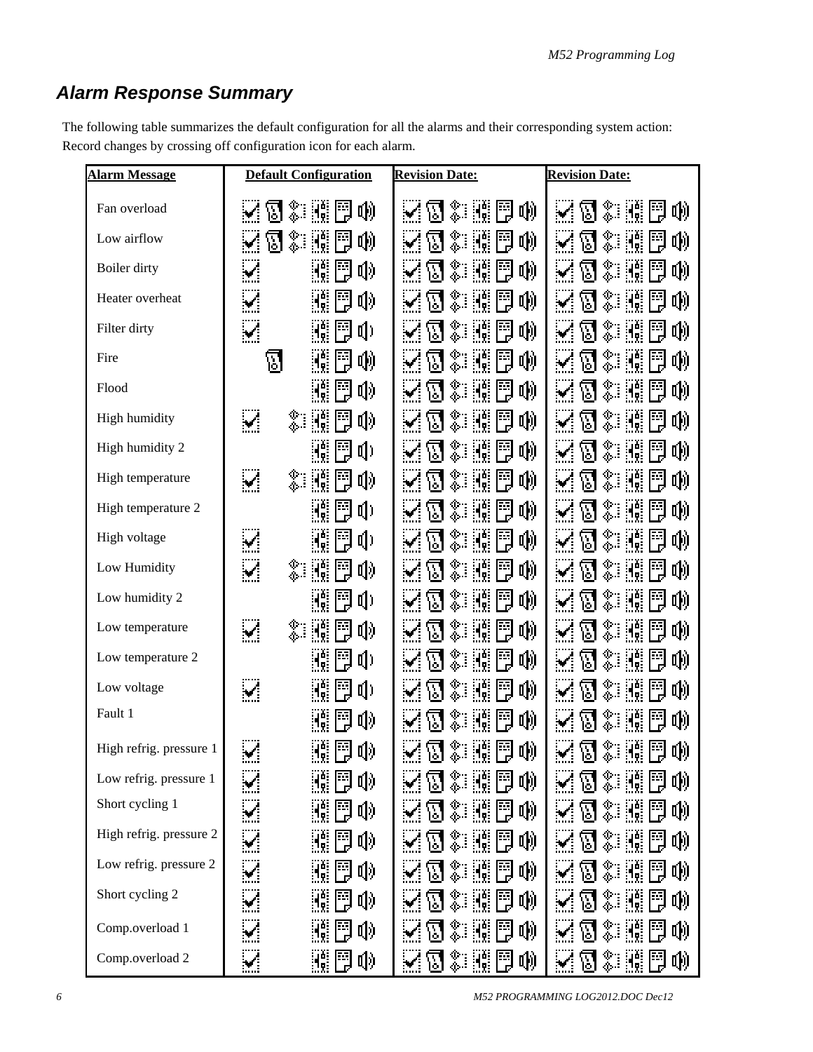# *Alarm Response Summary*

The following table summarizes the default configuration for all the alarms and their corresponding system action: Record changes by crossing off configuration icon for each alarm.

| Alarm Message | Default Configuration | Revision Date: | Revision Date: |
|---|---|---|---|
| Fan overload | | | |
| Low airflow | | | |
| Boiler dirty | | | |
| Heater overheat | | | |
| Filter dirty | | | |
| Fire | | | |
| Flood | | | |
| High humidity | | | |
| High humidity 2 | | | |
| High temperature | | | |
| High temperature 2 | | | |
| High voltage | | | |
| Low Humidity | | | |
| Low humidity 2 | | | |
| Low temperature | | | |
| Low temperature 2 | | | |
| Low voltage | | | |
| Fault 1 | | | |
| High refrig. pressure 1 | | | |
| Low refrig. pressure 1 | | | |
| Short cycling 1 | | | |
| High refrig. pressure 2 | | | |
| Low refrig. pressure 2 | | | |
| Short cycling 2 | | | |
| Comp.overload 1 | | | |
| Comp.overload 2 | | | |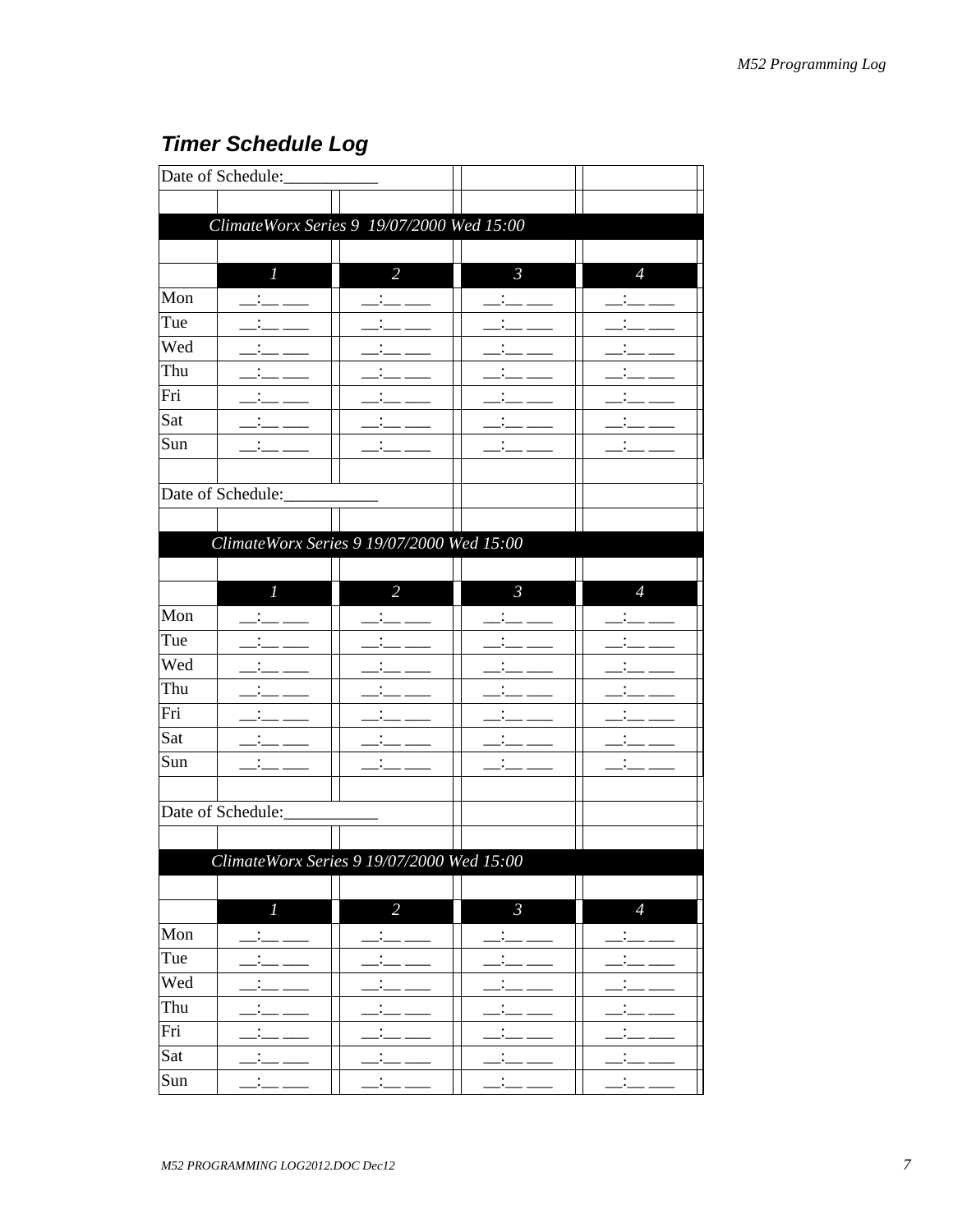## *Timer Schedule Log*

Date of Schedule:___________

| *ClimateWorx Series 9 19/07/2000 Wed 15:00* | | | | |
|---|---|---|---|---|
| | *1* | *2* | *3* | *4* |
| Mon | __:__ ___ | __:__ ___ | __:__ ___ | __:__ ___ |
| Tue | __:__ ___ | __:__ ___ | __:__ ___ | __:__ ___ |
| Wed | __:__ ___ | __:__ ___ | __:__ ___ | __:__ ___ |
| Thu | __:__ ___ | __:__ ___ | __:__ ___ | __:__ ___ |
| Fri | __:__ ___ | __:__ ___ | __:__ ___ | __:__ ___ |
| Sat | __:__ ___ | __:__ ___ | __:__ ___ | __:__ ___ |
| Sun | __:__ ___ | __:__ ___ | __:__ ___ | __:__ ___ |

Date of Schedule:___________

| *ClimateWorx Series 9 19/07/2000 Wed 15:00* | | | | |
|---|---|---|---|---|
| | *1* | *2* | *3* | *4* |
| Mon | __:__ ___ | __:__ ___ | __:__ ___ | __:__ ___ |
| Tue | __:__ ___ | __:__ ___ | __:__ ___ | __:__ ___ |
| Wed | __:__ ___ | __:__ ___ | __:__ ___ | __:__ ___ |
| Thu | __:__ ___ | __:__ ___ | __:__ ___ | __:__ ___ |
| Fri | __:__ ___ | __:__ ___ | __:__ ___ | __:__ ___ |
| Sat | __:__ ___ | __:__ ___ | __:__ ___ | __:__ ___ |
| Sun | __:__ ___ | __:__ ___ | __:__ ___ | __:__ ___ |

Date of Schedule:___________

| *ClimateWorx Series 9 19/07/2000 Wed 15:00* | | | | |
|---|---|---|---|---|
| | *1* | *2* | *3* | *4* |
| Mon | __:__ ___ | __:__ ___ | __:__ ___ | __:__ ___ |
| Tue | __:__ ___ | __:__ ___ | __:__ ___ | __:__ ___ |
| Wed | __:__ ___ | __:__ ___ | __:__ ___ | __:__ ___ |
| Thu | __:__ ___ | __:__ ___ | __:__ ___ | __:__ ___ |
| Fri | __:__ ___ | __:__ ___ | __:__ ___ | __:__ ___ |
| Sat | __:__ ___ | __:__ ___ | __:__ ___ | __:__ ___ |
| Sun | __:__ ___ | __:__ ___ | __:__ ___ | __:__ ___ |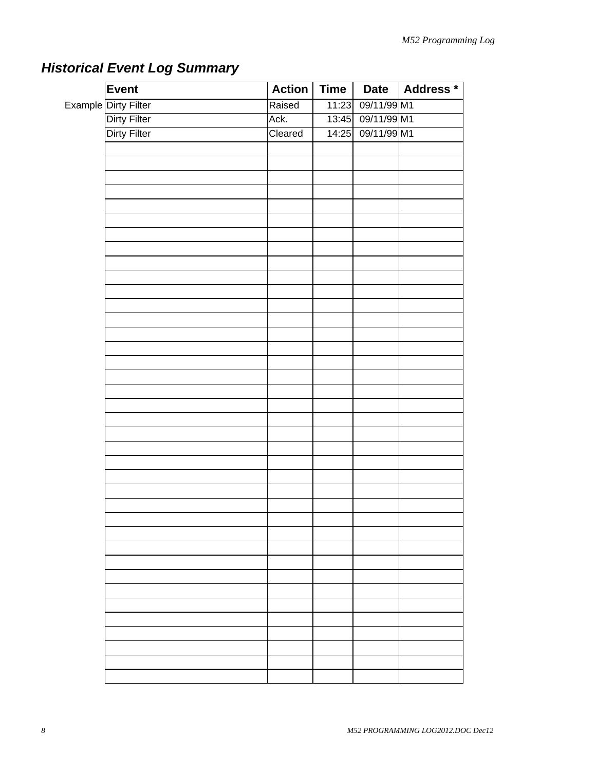## *Historical Event Log Summary*

| | Event | Action | Time | Date | Address * |
|---|---|---|---|---|---|
| Example | Dirty Filter | Raised | 11:23 | 09/11/99 | M1 |
| | Dirty Filter | Ack. | 13:45 | 09/11/99 | M1 |
| | Dirty Filter | Cleared | 14:25 | 09/11/99 | M1 |
| | | | | | |
| | | | | | |
| | | | | | |
| | | | | | |
| | | | | | |
| | | | | | |
| | | | | | |
| | | | | | |
| | | | | | |
| | | | | | |
| | | | | | |
| | | | | | |
| | | | | | |
| | | | | | |
| | | | | | |
| | | | | | |
| | | | | | |
| | | | | | |
| | | | | | |
| | | | | | |
| | | | | | |
| | | | | | |
| | | | | | |
| | | | | | |
| | | | | | |
| | | | | | |
| | | | | | |
| | | | | | |
| | | | | | |
| | | | | | |
| | | | | | |
| | | | | | |
| | | | | | |
| | | | | | |
| | | | | | |
| | | | | | |
| | | | | | |
| | | | | | |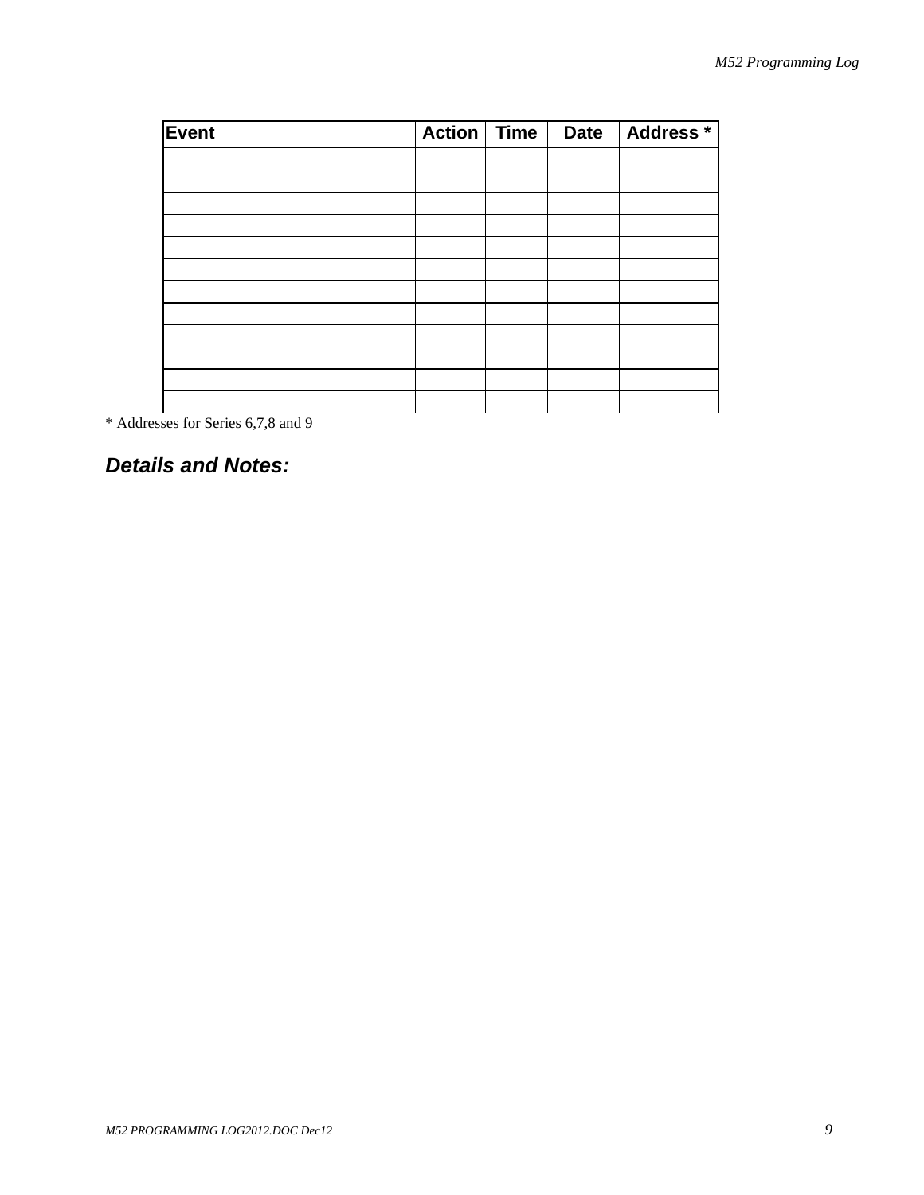| Event | Action | Time | Date | Address * |
|---|---|---|---|---|
| | | | | |
| | | | | |
| | | | | |
| | | | | |
| | | | | |
| | | | | |
| | | | | |
| | | | | |
| | | | | |
| | | | | |
| | | | | |
| | | | | |

* Addresses for Series 6,7,8 and 9

## ***Details and Notes:***